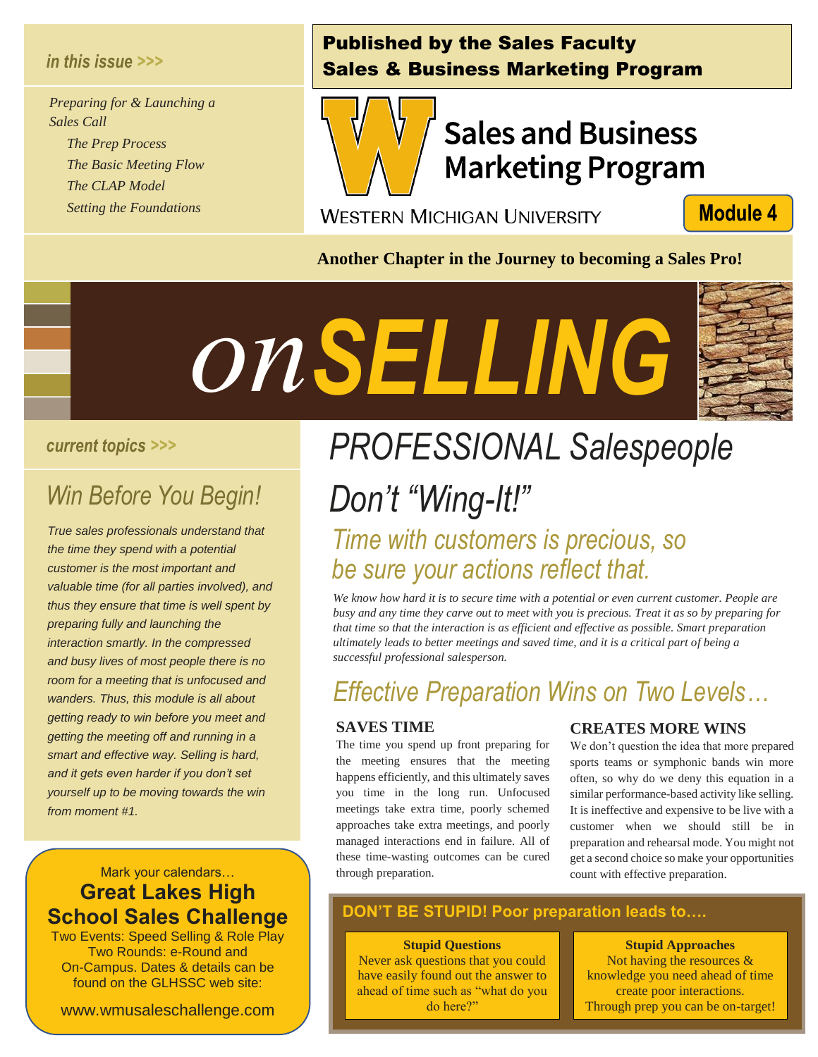Published by the Sales Faculty
Sales & Business Marketing Program

**Sales and Business Marketing Program**

WESTERN MICHIGAN UNIVERSITY

**Module 4**

*in this issue >>>*

*Preparing for & Launching a Sales Call*

- *The Prep Process*
- *The Basic Meeting Flow*
- *The CLAP Model*
- *Setting the Foundations*

**Another Chapter in the Journey to becoming a Sales Pro!**

# *on* SELLING

*current topics >>>*

## *Win Before You Begin!*

*True sales professionals understand that the time they spend with a potential customer is the most important and valuable time (for all parties involved), and thus they ensure that time is well spent by preparing fully and launching the interaction smartly. In the compressed and busy lives of most people there is no room for a meeting that is unfocused and wanders. Thus, this module is all about getting ready to win before you meet and getting the meeting off and running in a smart and effective way. Selling is hard, and it gets even harder if you don't set yourself up to be moving towards the win from moment #1.*

Mark your calendars…

**Great Lakes High School Sales Challenge**

Two Events: Speed Selling & Role Play
Two Rounds: e-Round and On-Campus. Dates & details can be found on the GLHSSC web site:

www.wmusaleschallenge.com

# *PROFESSIONAL Salespeople Don't "Wing-It!"*

## *Time with customers is precious, so be sure your actions reflect that.*

*We know how hard it is to secure time with a potential or even current customer. People are busy and any time they carve out to meet with you is precious. Treat it as so by preparing for that time so that the interaction is as efficient and effective as possible. Smart preparation ultimately leads to better meetings and saved time, and it is a critical part of being a successful professional salesperson.*

## *Effective Preparation Wins on Two Levels…*

### SAVES TIME

The time you spend up front preparing for the meeting ensures that the meeting happens efficiently, and this ultimately saves you time in the long run. Unfocused meetings take extra time, poorly schemed approaches take extra meetings, and poorly managed interactions end in failure. All of these time-wasting outcomes can be cured through preparation.

### CREATES MORE WINS

We don't question the idea that more prepared sports teams or symphonic bands win more often, so why do we deny this equation in a similar performance-based activity like selling. It is ineffective and expensive to be live with a customer when we should still be in preparation and rehearsal mode. You might not get a second choice so make your opportunities count with effective preparation.

**DON'T BE STUPID! Poor preparation leads to….**

**Stupid Questions**
Never ask questions that you could have easily found out the answer to ahead of time such as "what do you do here?"

**Stupid Approaches**
Not having the resources & knowledge you need ahead of time create poor interactions. Through prep you can be on-target!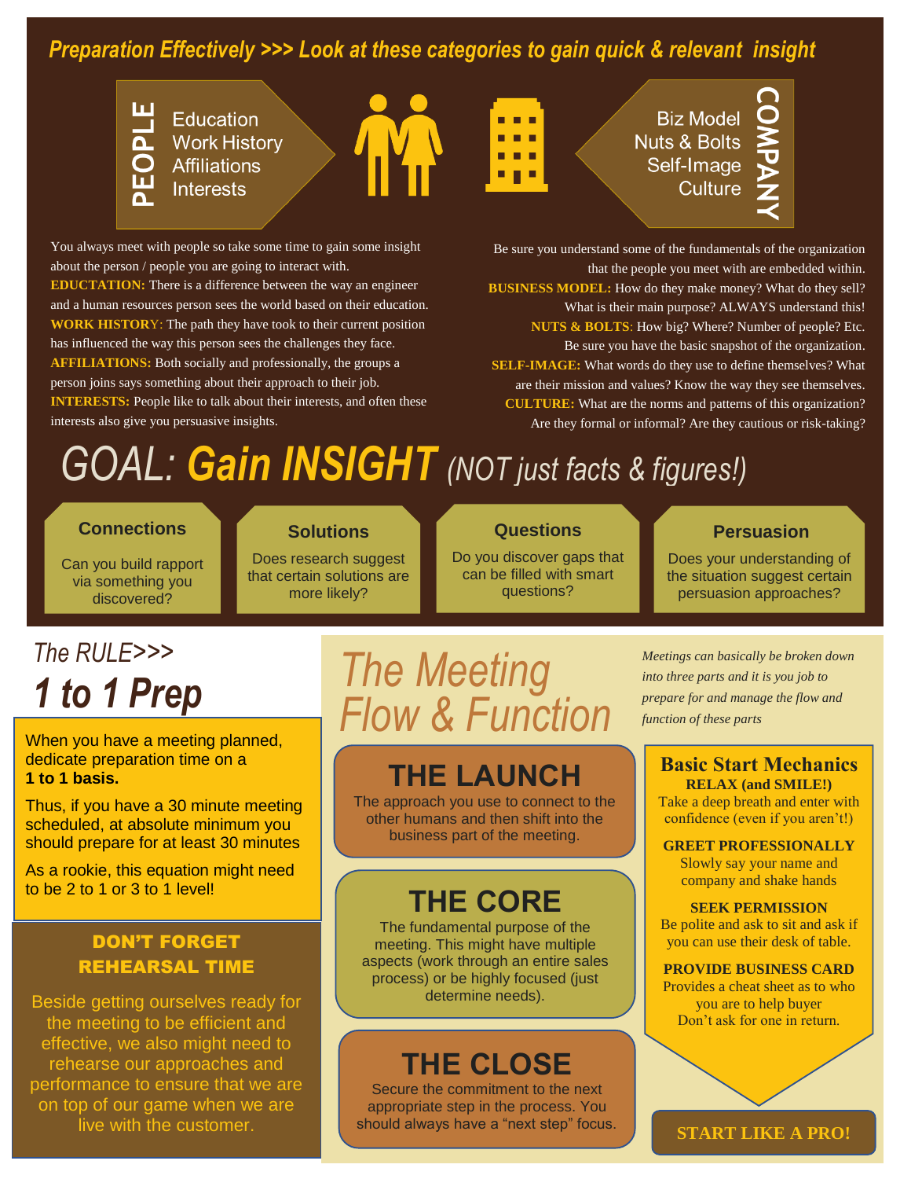## Preparation Effectively >>> Look at these categories to gain quick & relevant insight

**PEOPLE**
- Education
- Work History
- Affiliations
- Interests

**COMPANY**
- Biz Model
- Nuts & Bolts
- Self-Image
- Culture

You always meet with people so take some time to gain some insight about the person / people you are going to interact with.
**EDUCTATION:** There is a difference between the way an engineer and a human resources person sees the world based on their education.
**WORK HISTORY**: The path they have took to their current position has influenced the way this person sees the challenges they face.
**AFFILIATIONS:** Both socially and professionally, the groups a person joins says something about their approach to their job.
**INTERESTS:** People like to talk about their interests, and often these interests also give you persuasive insights.

Be sure you understand some of the fundamentals of the organization that the people you meet with are embedded within.
**BUSINESS MODEL:** How do they make money? What do they sell? What is their main purpose? ALWAYS understand this!
**NUTS & BOLTS**: How big? Where? Number of people? Etc. Be sure you have the basic snapshot of the organization.
**SELF-IMAGE:** What words do they use to define themselves? What are their mission and values? Know the way they see themselves.
**CULTURE:** What are the norms and patterns of this organization? Are they formal or informal? Are they cautious or risk-taking?

# GOAL: Gain INSIGHT *(NOT just facts & figures!)*

**Connections**
Can you build rapport via something you discovered?

**Solutions**
Does research suggest that certain solutions are more likely?

**Questions**
Do you discover gaps that can be filled with smart questions?

**Persuasion**
Does your understanding of the situation suggest certain persuasion approaches?

## *The RULE>>>* *1 to 1 Prep*

When you have a meeting planned, dedicate preparation time on a **1 to 1 basis.**

Thus, if you have a 30 minute meeting scheduled, at absolute minimum you should prepare for at least 30 minutes

As a rookie, this equation might need to be 2 to 1 or 3 to 1 level!

### DON'T FORGET REHEARSAL TIME

Beside getting ourselves ready for the meeting to be efficient and effective, we also might need to rehearse our approaches and performance to ensure that we are on top of our game when we are live with the customer.

## *The Meeting Flow & Function*

*Meetings can basically be broken down into three parts and it is you job to prepare for and manage the flow and function of these parts*

### THE LAUNCH
The approach you use to connect to the other humans and then shift into the business part of the meeting.

### THE CORE
The fundamental purpose of the meeting. This might have multiple aspects (work through an entire sales process) or be highly focused (just determine needs).

### THE CLOSE
Secure the commitment to the next appropriate step in the process. You should always have a "next step" focus.

### Basic Start Mechanics

**RELAX (and SMILE!)**
Take a deep breath and enter with confidence (even if you aren't!)

**GREET PROFESSIONALLY**
Slowly say your name and company and shake hands

**SEEK PERMISSION**
Be polite and ask to sit and ask if you can use their desk of table.

**PROVIDE BUSINESS CARD**
Provides a cheat sheet as to who you are to help buyer
Don't ask for one in return.

**START LIKE A PRO!**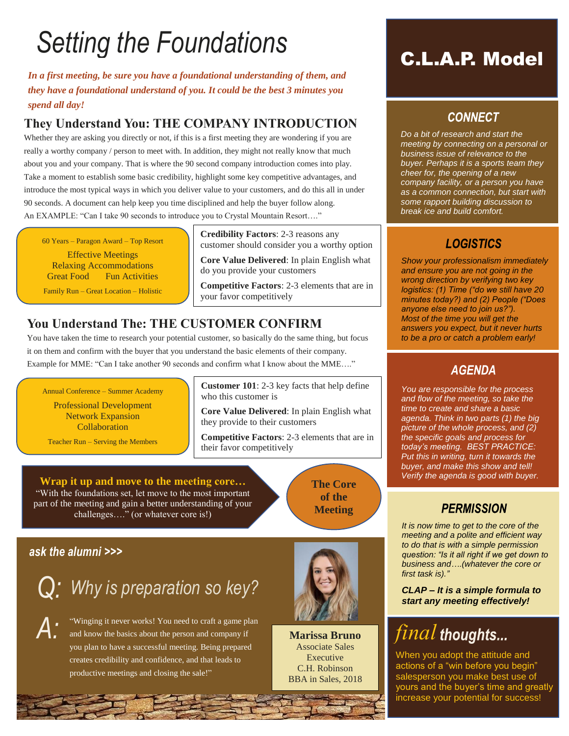# Setting the Foundations

***In a first meeting, be sure you have a foundational understanding of them, and they have a foundational understand of you. It could be the best 3 minutes you spend all day!***

## They Understand You: THE COMPANY INTRODUCTION

Whether they are asking you directly or not, if this is a first meeting they are wondering if you are really a worthy company / person to meet with. In addition, they might not really know that much about you and your company. That is where the 90 second company introduction comes into play. Take a moment to establish some basic credibility, highlight some key competitive advantages, and introduce the most typical ways in which you deliver value to your customers, and do this all in under 90 seconds. A document can help keep you time disciplined and help the buyer follow along. An EXAMPLE: "Can I take 90 seconds to introduce you to Crystal Mountain Resort…."

60 Years – Paragon Award – Top Resort

Effective Meetings
Relaxing Accommodations
Great Food    Fun Activities

Family Run – Great Location – Holistic

**Credibility Factors**: 2-3 reasons any customer should consider you a worthy option

**Core Value Delivered**: In plain English what do you provide your customers

**Competitive Factors**: 2-3 elements that are in your favor competitively

## You Understand The: THE CUSTOMER CONFIRM

You have taken the time to research your potential customer, so basically do the same thing, but focus it on them and confirm with the buyer that you understand the basic elements of their company. Example for MME: "Can I take another 90 seconds and confirm what I know about the MME…."

Annual Conference – Summer Academy

Professional Development
Network Expansion
Collaboration

Teacher Run – Serving the Members

**Customer 101**: 2-3 key facts that help define who this customer is

**Core Value Delivered**: In plain English what they provide to their customers

**Competitive Factors**: 2-3 elements that are in their favor competitively

**Wrap it up and move to the meeting core…**
"With the foundations set, let move to the most important part of the meeting and gain a better understanding of your challenges…." (or whatever core is!)

**The Core of the Meeting**

*ask the alumni >>>*

*Q: Why is preparation so key?*

*A:* "Winging it never works! You need to craft a game plan and know the basics about the person and company if you plan to have a successful meeting. Being prepared creates credibility and confidence, and that leads to productive meetings and closing the sale!"

**Marissa Bruno**
Associate Sales Executive
C.H. Robinson
BBA in Sales, 2018

# C.L.A.P. Model

### *CONNECT*

*Do a bit of research and start the meeting by connecting on a personal or business issue of relevance to the buyer. Perhaps it is a sports team they cheer for, the opening of a new company facility, or a person you have as a common connection, but start with some rapport building discussion to break ice and build comfort.*

### *LOGISTICS*

*Show your professionalism immediately and ensure you are not going in the wrong direction by verifying two key logistics: (1) Time ("do we still have 20 minutes today?) and (2) People ("Does anyone else need to join us?"). Most of the time you will get the answers you expect, but it never hurts to be a pro or catch a problem early!*

### *AGENDA*

*You are responsible for the process and flow of the meeting, so take the time to create and share a basic agenda. Think in two parts (1) the big picture of the whole process, and (2) the specific goals and process for today's meeting. BEST PRACTICE: Put this in writing, turn it towards the buyer, and make this show and tell! Verify the agenda is good with buyer.*

### *PERMISSION*

*It is now time to get to the core of the meeting and a polite and efficient way to do that is with a simple permission question: "Is it all right if we get down to business and….(whatever the core or first task is)."*

***CLAP – It is a simple formula to start any meeting effectively!***

## *final* thoughts...

When you adopt the attitude and actions of a "win before you begin" salesperson you make best use of yours and the buyer's time and greatly increase your potential for success!